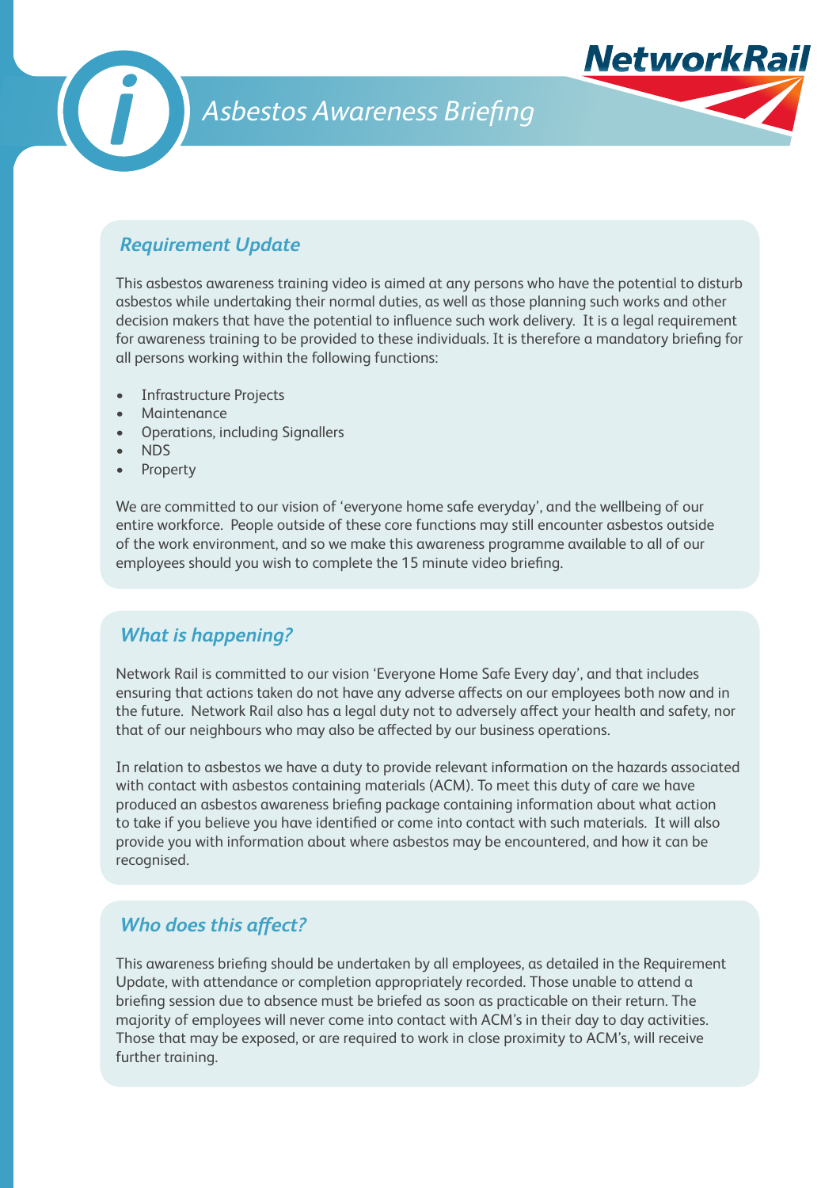# Asbestos Awareness Briefing

NetworkRail

## Requirement Update

This asbestos awareness training video is aimed at any persons who have the potential to disturb asbestos while undertaking their normal duties, as well as those planning such works and other decision makers that have the potential to influence such work delivery. It is a legal requirement for awareness training to be provided to these individuals. It is therefore a mandatory briefing for all persons working within the following functions:

- Infrastructure Projects
- Maintenance
- Operations, including Signallers
- NDS
- Property

We are committed to our vision of 'everyone home safe everyday', and the wellbeing of our entire workforce. People outside of these core functions may still encounter asbestos outside of the work environment, and so we make this awareness programme available to all of our employees should you wish to complete the 15 minute video briefing.

## What is happening?

Network Rail is committed to our vision 'Everyone Home Safe Every day', and that includes ensuring that actions taken do not have any adverse affects on our employees both now and in the future. Network Rail also has a legal duty not to adversely affect your health and safety, nor that of our neighbours who may also be affected by our business operations.

In relation to asbestos we have a duty to provide relevant information on the hazards associated with contact with asbestos containing materials (ACM). To meet this duty of care we have produced an asbestos awareness briefing package containing information about what action to take if you believe you have identified or come into contact with such materials. It will also provide you with information about where asbestos may be encountered, and how it can be recognised.

## Who does this affect?

This awareness briefing should be undertaken by all employees, as detailed in the Requirement Update, with attendance or completion appropriately recorded. Those unable to attend a briefing session due to absence must be briefed as soon as practicable on their return. The majority of employees will never come into contact with ACM's in their day to day activities. Those that may be exposed, or are required to work in close proximity to ACM's, will receive further training.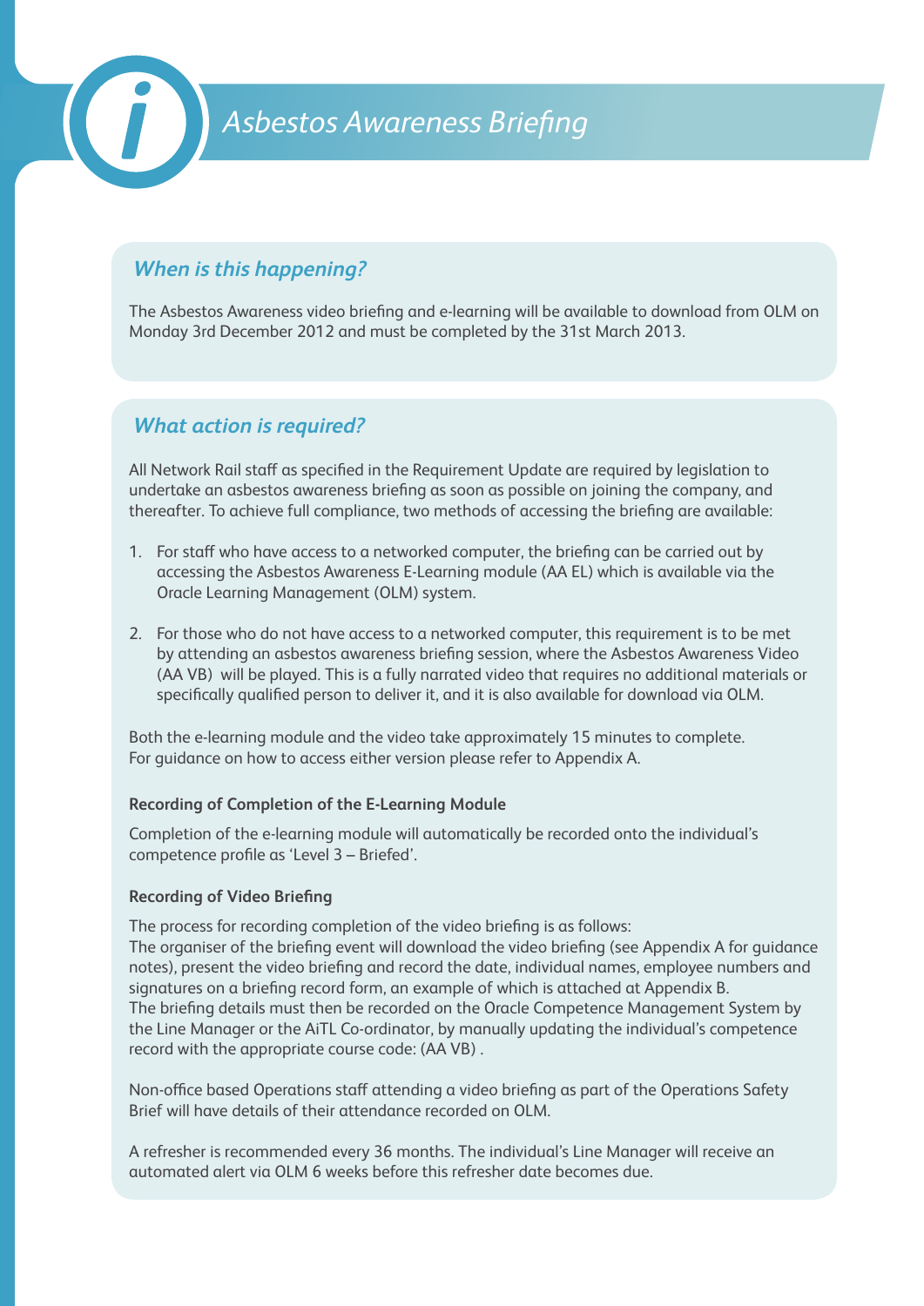# *Asbestos Awareness Briefing*

## *When is this happening?*

The Asbestos Awareness video briefing and e-learning will be available to download from OLM on Monday 3rd December 2012 and must be completed by the 31st March 2013.

## *What action is required?*

All Network Rail staff as specified in the Requirement Update are required by legislation to undertake an asbestos awareness briefing as soon as possible on joining the company, and thereafter. To achieve full compliance, two methods of accessing the briefing are available:

1. For staff who have access to a networked computer, the briefing can be carried out by accessing the Asbestos Awareness E-Learning module (AA EL) which is available via the Oracle Learning Management (OLM) system.

2. For those who do not have access to a networked computer, this requirement is to be met by attending an asbestos awareness briefing session, where the Asbestos Awareness Video (AA VB) will be played. This is a fully narrated video that requires no additional materials or specifically qualified person to deliver it, and it is also available for download via OLM.

Both the e-learning module and the video take approximately 15 minutes to complete. For guidance on how to access either version please refer to Appendix A.

**Recording of Completion of the E-Learning Module**

Completion of the e-learning module will automatically be recorded onto the individual's competence profile as 'Level 3 – Briefed'.

**Recording of Video Briefing**

The process for recording completion of the video briefing is as follows:
The organiser of the briefing event will download the video briefing (see Appendix A for guidance notes), present the video briefing and record the date, individual names, employee numbers and signatures on a briefing record form, an example of which is attached at Appendix B.
The briefing details must then be recorded on the Oracle Competence Management System by the Line Manager or the AiTL Co-ordinator, by manually updating the individual's competence record with the appropriate course code: (AA VB) .

Non-office based Operations staff attending a video briefing as part of the Operations Safety Brief will have details of their attendance recorded on OLM.

A refresher is recommended every 36 months. The individual's Line Manager will receive an automated alert via OLM 6 weeks before this refresher date becomes due.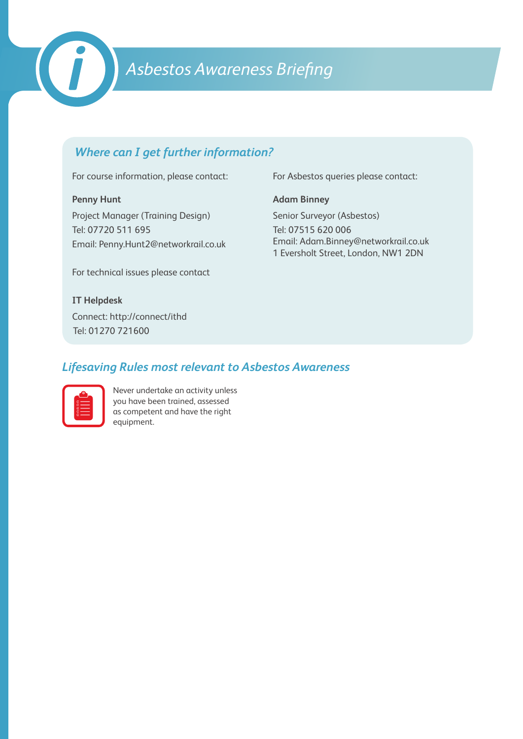# Asbestos Awareness Briefing

## Where can I get further information?

For course information, please contact:

**Penny Hunt**
Project Manager (Training Design)
Tel: 07720 511 695
Email: Penny.Hunt2@networkrail.co.uk

For technical issues please contact

**IT Helpdesk**
Connect: http://connect/ithd
Tel: 01270 721600

For Asbestos queries please contact:

**Adam Binney**
Senior Surveyor (Asbestos)
Tel: 07515 620 006
Email: Adam.Binney@networkrail.co.uk
1 Eversholt Street, London, NW1 2DN

## Lifesaving Rules most relevant to Asbestos Awareness

Never undertake an activity unless you have been trained, assessed as competent and have the right equipment.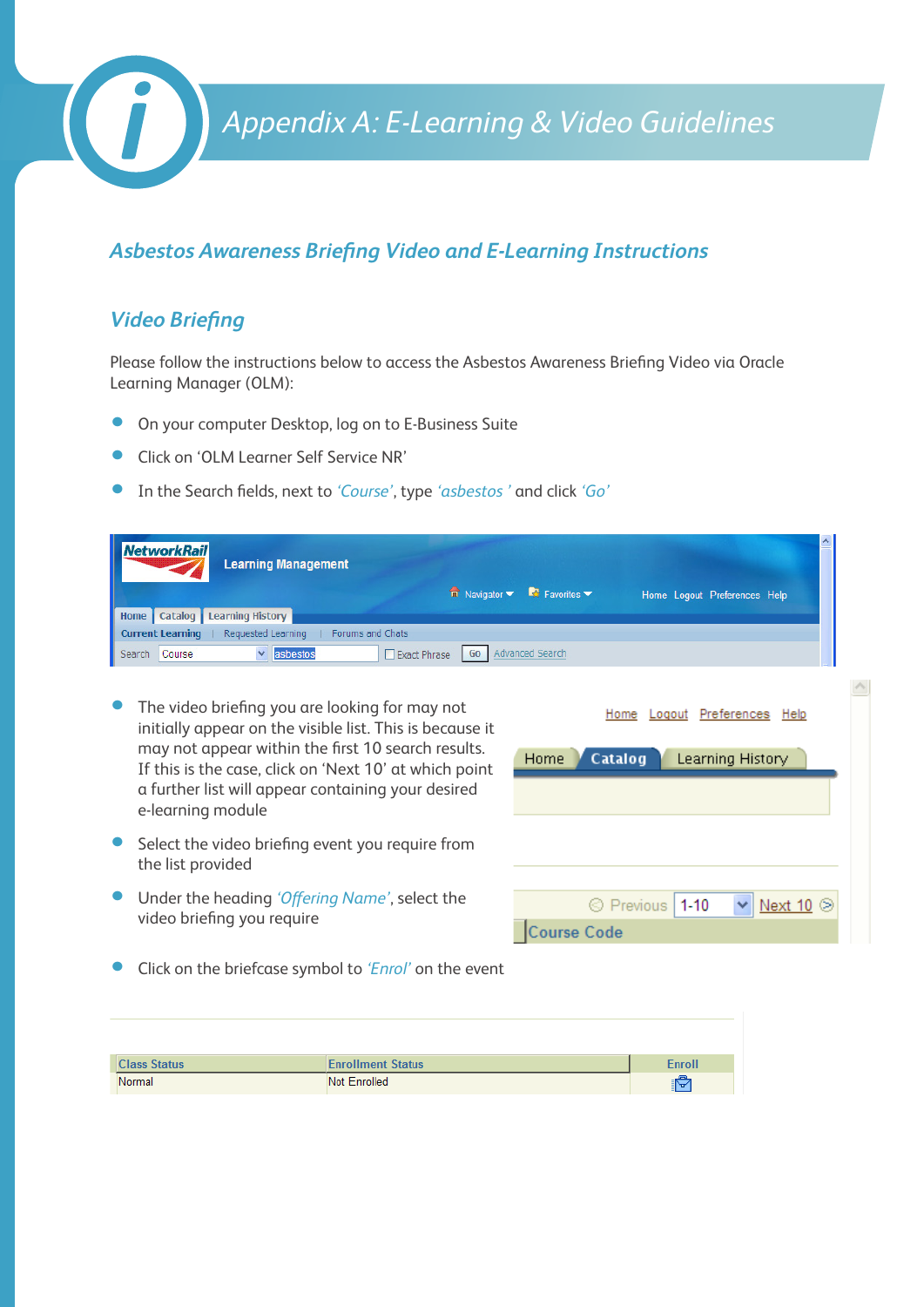# Appendix A: E-Learning & Video Guidelines

## Asbestos Awareness Briefing Video and E-Learning Instructions

### Video Briefing

Please follow the instructions below to access the Asbestos Awareness Briefing Video via Oracle Learning Manager (OLM):

- On your computer Desktop, log on to E-Business Suite
- Click on 'OLM Learner Self Service NR'
- In the Search fields, next to *'Course'*, type *'asbestos '* and click *'Go'*

- The video briefing you are looking for may not initially appear on the visible list. This is because it may not appear within the first 10 search results. If this is the case, click on 'Next 10' at which point a further list will appear containing your desired e-learning module
- Select the video briefing event you require from the list provided
- Under the heading *'Offering Name'*, select the video briefing you require
- Click on the briefcase symbol to *'Enrol'* on the event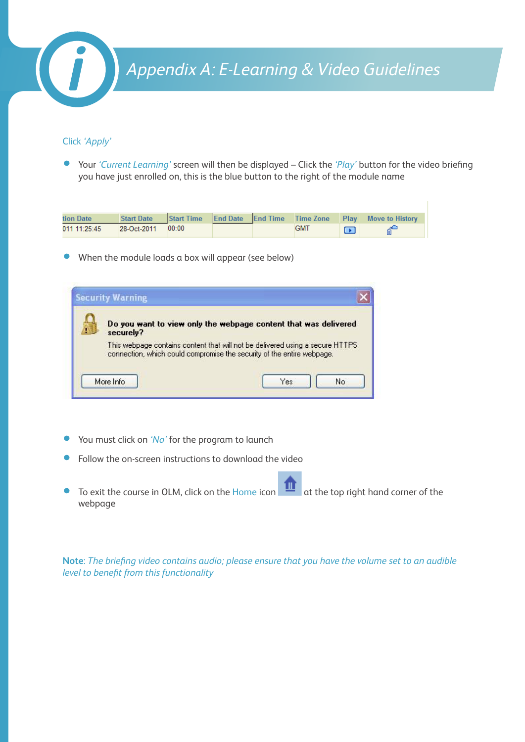# Appendix A: E-Learning & Video Guidelines

Click *'Apply'*

- Your *'Current Learning'* screen will then be displayed – Click the *'Play'* button for the video briefing you have just enrolled on, this is the blue button to the right of the module name

| tion Date | Start Date | Start Time | End Date | End Time | Time Zone | Play | Move to History |
|---|---|---|---|---|---|---|---|
| 011 11:25:45 | 28-Oct-2011 | 00:00 | | | GMT | | |

- When the module loads a box will appear (see below)

**Security Warning**

**Do you want to view only the webpage content that was delivered securely?**

This webpage contains content that will not be delivered using a secure HTTPS connection, which could compromise the security of the entire webpage.

More Info | Yes | No

- You must click on *'No'* for the program to launch
- Follow the on-screen instructions to download the video
- To exit the course in OLM, click on the Home icon at the top right hand corner of the webpage

**Note**: *The briefing video contains audio; please ensure that you have the volume set to an audible level to benefit from this functionality*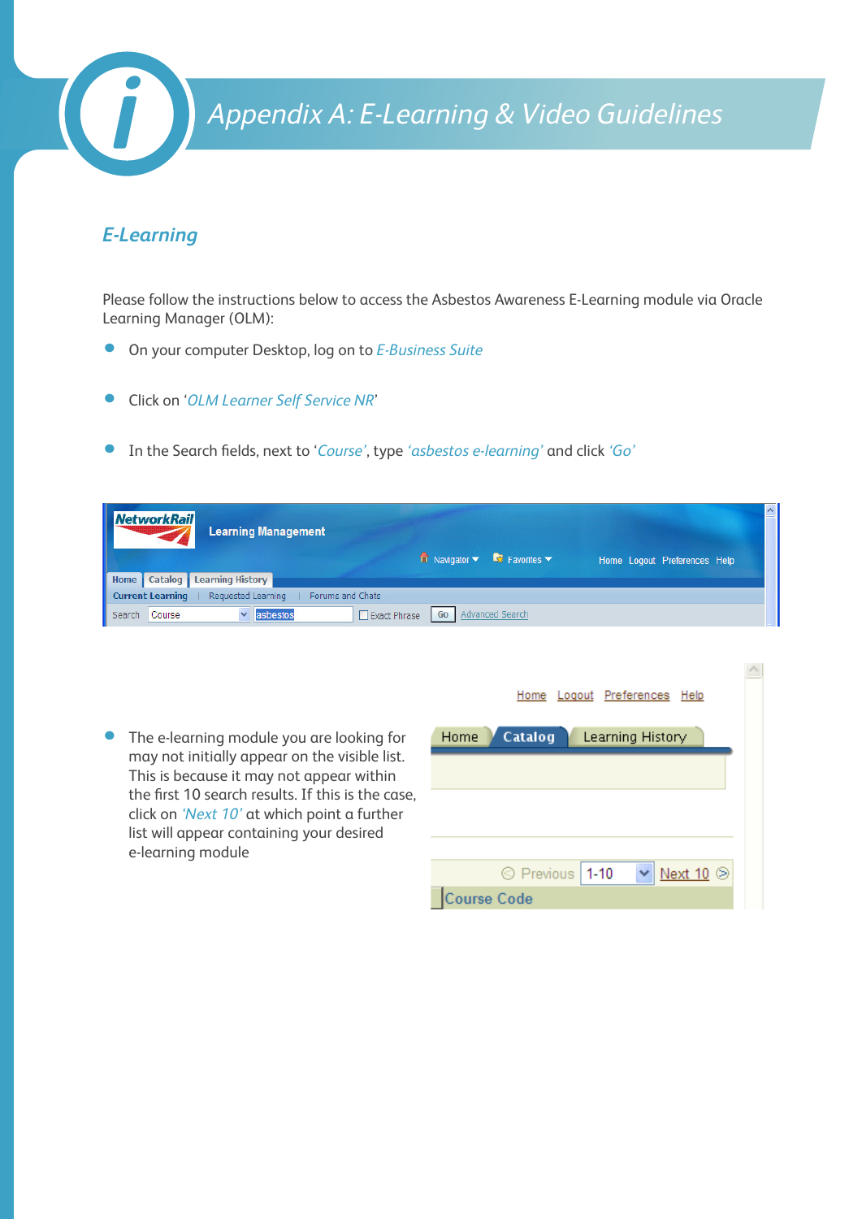# Appendix A: E-Learning & Video Guidelines

## *E-Learning*

Please follow the instructions below to access the Asbestos Awareness E-Learning module via Oracle Learning Manager (OLM):

- On your computer Desktop, log on to *E-Business Suite*
- Click on '*OLM Learner Self Service NR*'
- In the Search fields, next to '*Course*', type *'asbestos e-learning'* and click *'Go'*

- The e-learning module you are looking for may not initially appear on the visible list. This is because it may not appear within the first 10 search results. If this is the case, click on *'Next 10'* at which point a further list will appear containing your desired e-learning module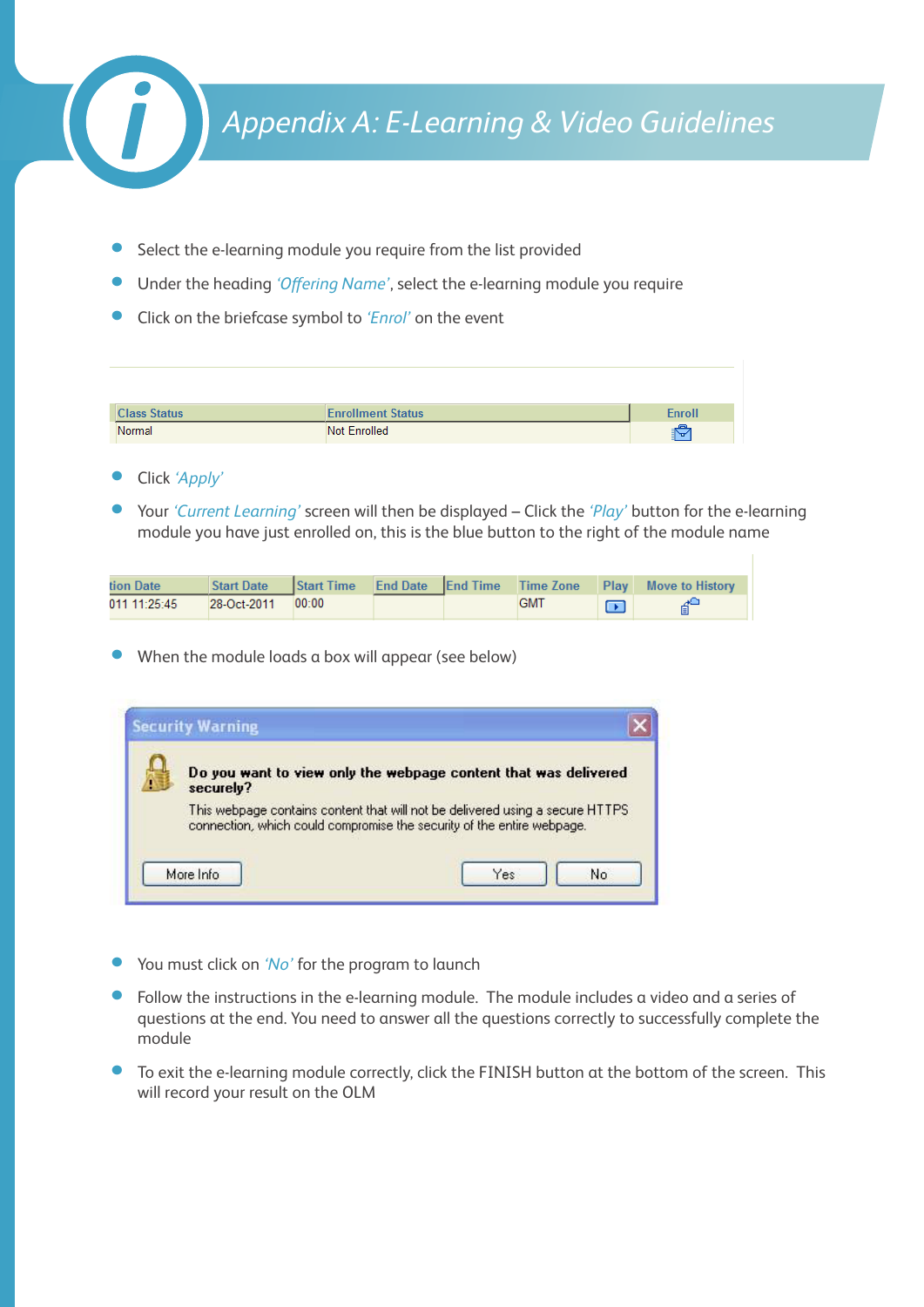# Appendix A: E-Learning & Video Guidelines

- Select the e-learning module you require from the list provided
- Under the heading *'Offering Name'*, select the e-learning module you require
- Click on the briefcase symbol to *'Enrol'* on the event

| Class Status | Enrollment Status | Enroll |
|---|---|---|
| Normal | Not Enrolled | |

- Click *'Apply'*
- Your *'Current Learning'* screen will then be displayed – Click the *'Play'* button for the e-learning module you have just enrolled on, this is the blue button to the right of the module name

| tion Date | Start Date | Start Time | End Date | End Time | Time Zone | Play | Move to History |
|---|---|---|---|---|---|---|---|
| 011 11:25:45 | 28-Oct-2011 | 00:00 | | | GMT | | |

- When the module loads a box will appear (see below)

**Security Warning**

**Do you want to view only the webpage content that was delivered securely?**

This webpage contains content that will not be delivered using a secure HTTPS connection, which could compromise the security of the entire webpage.

More Info | Yes | No

- You must click on *'No'* for the program to launch
- Follow the instructions in the e-learning module. The module includes a video and a series of questions at the end. You need to answer all the questions correctly to successfully complete the module
- To exit the e-learning module correctly, click the FINISH button at the bottom of the screen. This will record your result on the OLM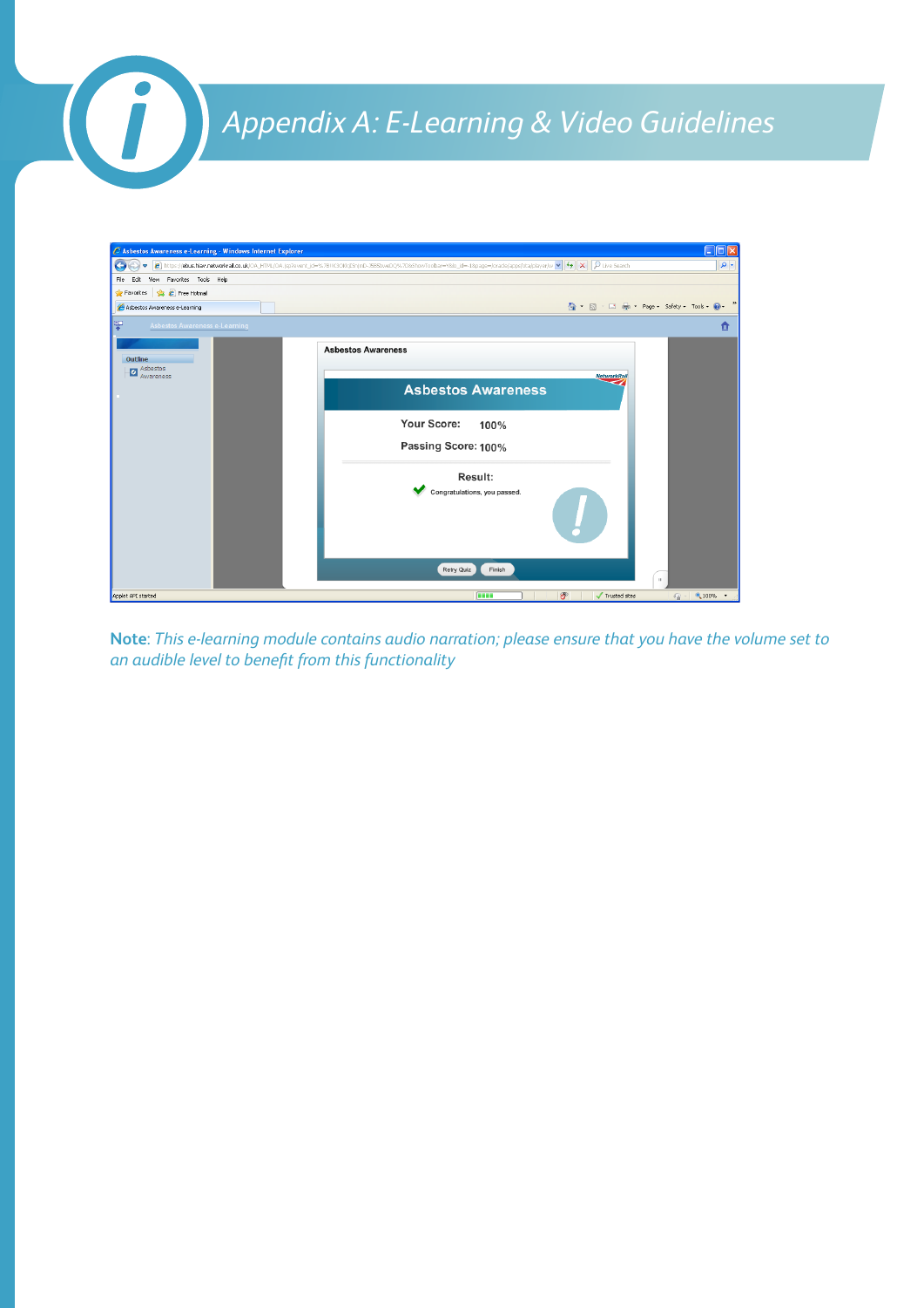# Appendix A: E-Learning & Video Guidelines

**Note**: *This e-learning module contains audio narration; please ensure that you have the volume set to an audible level to benefit from this functionality*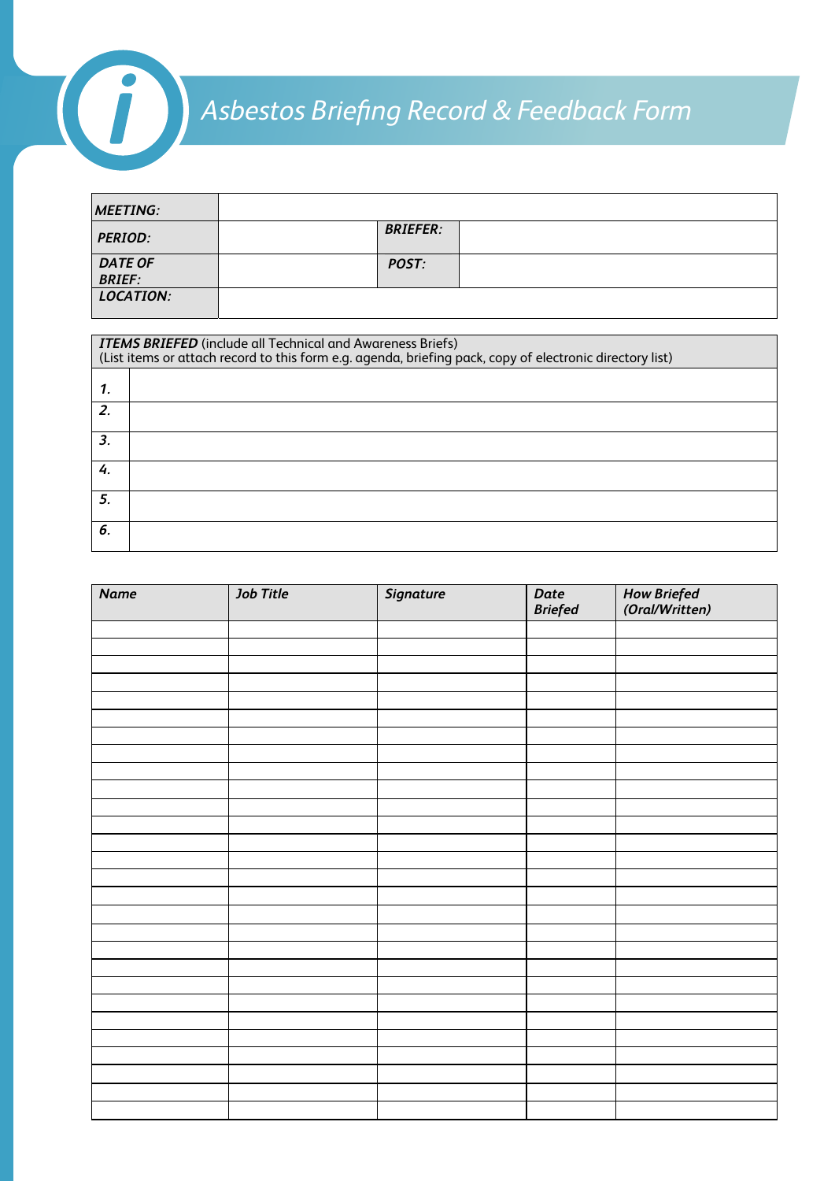# Asbestos Briefing Record & Feedback Form

| | | | |
|---|---|---|---|
| ***MEETING:*** | | | |
| ***PERIOD:*** | | ***BRIEFER:*** | |
| ***DATE OF BRIEF:*** | | ***POST:*** | |
| ***LOCATION:*** | | | |

| ***ITEMS BRIEFED*** (include all Technical and Awareness Briefs) (List items or attach record to this form e.g. agenda, briefing pack, copy of electronic directory list) | |
|---|---|
| ***1.*** | |
| ***2.*** | |
| ***3.*** | |
| ***4.*** | |
| ***5.*** | |
| ***6.*** | |

| ***Name*** | ***Job Title*** | ***Signature*** | ***Date Briefed*** | ***How Briefed (Oral/Written)*** |
|---|---|---|---|---|
| | | | | |
| | | | | |
| | | | | |
| | | | | |
| | | | | |
| | | | | |
| | | | | |
| | | | | |
| | | | | |
| | | | | |
| | | | | |
| | | | | |
| | | | | |
| | | | | |
| | | | | |
| | | | | |
| | | | | |
| | | | | |
| | | | | |
| | | | | |
| | | | | |
| | | | | |
| | | | | |
| | | | | |
| | | | | |
| | | | | |
| | | | | |
| | | | | |
| | | | | |